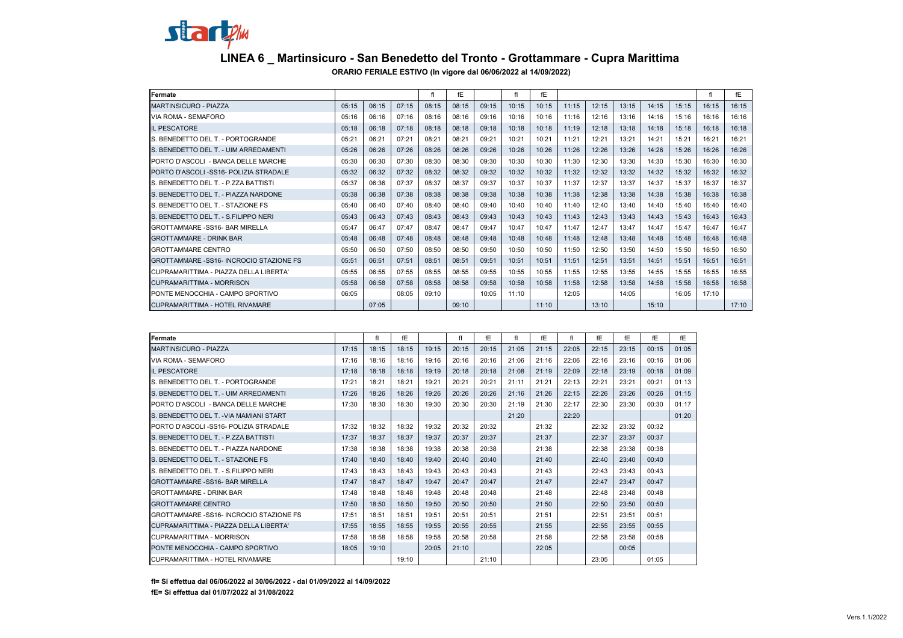# LINEA 6 _ Martinsicuro - San Benedetto del Tronto - Grottammare - Cupra Marittima

**ORARIO FERIALE ESTIVO (In vigore dal 06/06/2022 al 14/09/2022)**

| Fermate | | | | fI | fE | | fI | fE | | | | | | fI | fE |
|---|---|---|---|---|---|---|---|---|---|---|---|---|---|---|---|
| MARTINSICURO - PIAZZA | 05:15 | 06:15 | 07:15 | 08:15 | 08:15 | 09:15 | 10:15 | 10:15 | 11:15 | 12:15 | 13:15 | 14:15 | 15:15 | 16:15 | 16:15 |
| VIA ROMA - SEMAFORO | 05:16 | 06:16 | 07:16 | 08:16 | 08:16 | 09:16 | 10:16 | 10:16 | 11:16 | 12:16 | 13:16 | 14:16 | 15:16 | 16:16 | 16:16 |
| IL PESCATORE | 05:18 | 06:18 | 07:18 | 08:18 | 08:18 | 09:18 | 10:18 | 10:18 | 11:19 | 12:18 | 13:18 | 14:18 | 15:18 | 16:18 | 16:18 |
| S. BENEDETTO DEL T. - PORTOGRANDE | 05:21 | 06:21 | 07:21 | 08:21 | 08:21 | 09:21 | 10:21 | 10:21 | 11:21 | 12:21 | 13:21 | 14:21 | 15:21 | 16:21 | 16:21 |
| S. BENEDETTO DEL T. - UIM ARREDAMENTI | 05:26 | 06:26 | 07:26 | 08:26 | 08:26 | 09:26 | 10:26 | 10:26 | 11:26 | 12:26 | 13:26 | 14:26 | 15:26 | 16:26 | 16:26 |
| PORTO D'ASCOLI - BANCA DELLE MARCHE | 05:30 | 06:30 | 07:30 | 08:30 | 08:30 | 09:30 | 10:30 | 10:30 | 11:30 | 12:30 | 13:30 | 14:30 | 15:30 | 16:30 | 16:30 |
| PORTO D'ASCOLI -SS16- POLIZIA STRADALE | 05:32 | 06:32 | 07:32 | 08:32 | 08:32 | 09:32 | 10:32 | 10:32 | 11:32 | 12:32 | 13:32 | 14:32 | 15:32 | 16:32 | 16:32 |
| S. BENEDETTO DEL T. - P.ZZA BATTISTI | 05:37 | 06:36 | 07:37 | 08:37 | 08:37 | 09:37 | 10:37 | 10:37 | 11:37 | 12:37 | 13:37 | 14:37 | 15:37 | 16:37 | 16:37 |
| S. BENEDETTO DEL T. - PIAZZA NARDONE | 05:38 | 06:38 | 07:38 | 08:38 | 08:38 | 09:38 | 10:38 | 10:38 | 11:38 | 12:38 | 13:38 | 14:38 | 15:38 | 16:38 | 16:38 |
| S. BENEDETTO DEL T. - STAZIONE FS | 05:40 | 06:40 | 07:40 | 08:40 | 08:40 | 09:40 | 10:40 | 10:40 | 11:40 | 12:40 | 13:40 | 14:40 | 15:40 | 16:40 | 16:40 |
| S. BENEDETTO DEL T. - S.FILIPPO NERI | 05:43 | 06:43 | 07:43 | 08:43 | 08:43 | 09:43 | 10:43 | 10:43 | 11:43 | 12:43 | 13:43 | 14:43 | 15:43 | 16:43 | 16:43 |
| GROTTAMMARE -SS16- BAR MIRELLA | 05:47 | 06:47 | 07:47 | 08:47 | 08:47 | 09:47 | 10:47 | 10:47 | 11:47 | 12:47 | 13:47 | 14:47 | 15:47 | 16:47 | 16:47 |
| GROTTAMMARE - DRINK BAR | 05:48 | 06:48 | 07:48 | 08:48 | 08:48 | 09:48 | 10:48 | 10:48 | 11:48 | 12:48 | 13:48 | 14:48 | 15:48 | 16:48 | 16:48 |
| GROTTAMMARE CENTRO | 05:50 | 06:50 | 07:50 | 08:50 | 08:50 | 09:50 | 10:50 | 10:50 | 11:50 | 12:50 | 13:50 | 14:50 | 15:50 | 16:50 | 16:50 |
| GROTTAMMARE -SS16- INCROCIO STAZIONE FS | 05:51 | 06:51 | 07:51 | 08:51 | 08:51 | 09:51 | 10:51 | 10:51 | 11:51 | 12:51 | 13:51 | 14:51 | 15:51 | 16:51 | 16:51 |
| CUPRAMARITTIMA - PIAZZA DELLA LIBERTA' | 05:55 | 06:55 | 07:55 | 08:55 | 08:55 | 09:55 | 10:55 | 10:55 | 11:55 | 12:55 | 13:55 | 14:55 | 15:55 | 16:55 | 16:55 |
| CUPRAMARITTIMA - MORRISON | 05:58 | 06:58 | 07:58 | 08:58 | 08:58 | 09:58 | 10:58 | 10:58 | 11:58 | 12:58 | 13:58 | 14:58 | 15:58 | 16:58 | 16:58 |
| PONTE MENOCCHIA - CAMPO SPORTIVO | 06:05 | | 08:05 | 09:10 | | 10:05 | 11:10 | | 12:05 | | 14:05 | | 16:05 | 17:10 | |
| CUPRAMARITTIMA - HOTEL RIVAMARE | | 07:05 | | | 09:10 | | | 11:10 | | 13:10 | | 15:10 | | | 17:10 |

| Fermate | | fI | fE | | fI | fE | fI | fE | fI | fE | fE | fE | fE |
|---|---|---|---|---|---|---|---|---|---|---|---|---|---|
| MARTINSICURO - PIAZZA | 17:15 | 18:15 | 18:15 | 19:15 | 20:15 | 20:15 | 21:05 | 21:15 | 22:05 | 22:15 | 23:15 | 00:15 | 01:05 |
| VIA ROMA - SEMAFORO | 17:16 | 18:16 | 18:16 | 19:16 | 20:16 | 20:16 | 21:06 | 21:16 | 22:06 | 22:16 | 23:16 | 00:16 | 01:06 |
| IL PESCATORE | 17:18 | 18:18 | 18:18 | 19:19 | 20:18 | 20:18 | 21:08 | 21:19 | 22:09 | 22:18 | 23:19 | 00:18 | 01:09 |
| S. BENEDETTO DEL T. - PORTOGRANDE | 17:21 | 18:21 | 18:21 | 19:21 | 20:21 | 20:21 | 21:11 | 21:21 | 22:13 | 22:21 | 23:21 | 00:21 | 01:13 |
| S. BENEDETTO DEL T. - UIM ARREDAMENTI | 17:26 | 18:26 | 18:26 | 19:26 | 20:26 | 20:26 | 21:16 | 21:26 | 22:15 | 22:26 | 23:26 | 00:26 | 01:15 |
| PORTO D'ASCOLI - BANCA DELLE MARCHE | 17:30 | 18:30 | 18:30 | 19:30 | 20:30 | 20:30 | 21:19 | 21:30 | 22:17 | 22:30 | 23:30 | 00:30 | 01:17 |
| S. BENEDETTO DEL T. -VIA MAMIANI START | | | | | | | 21:20 | | 22:20 | | | | 01:20 |
| PORTO D'ASCOLI -SS16- POLIZIA STRADALE | 17:32 | 18:32 | 18:32 | 19:32 | 20:32 | 20:32 | | 21:32 | | 22:32 | 23:32 | 00:32 | |
| S. BENEDETTO DEL T. - P.ZZA BATTISTI | 17:37 | 18:37 | 18:37 | 19:37 | 20:37 | 20:37 | | 21:37 | | 22:37 | 23:37 | 00:37 | |
| S. BENEDETTO DEL T. - PIAZZA NARDONE | 17:38 | 18:38 | 18:38 | 19:38 | 20:38 | 20:38 | | 21:38 | | 22:38 | 23:38 | 00:38 | |
| S. BENEDETTO DEL T. - STAZIONE FS | 17:40 | 18:40 | 18:40 | 19:40 | 20:40 | 20:40 | | 21:40 | | 22:40 | 23:40 | 00:40 | |
| S. BENEDETTO DEL T. - S.FILIPPO NERI | 17:43 | 18:43 | 18:43 | 19:43 | 20:43 | 20:43 | | 21:43 | | 22:43 | 23:43 | 00:43 | |
| GROTTAMMARE -SS16- BAR MIRELLA | 17:47 | 18:47 | 18:47 | 19:47 | 20:47 | 20:47 | | 21:47 | | 22:47 | 23:47 | 00:47 | |
| GROTTAMMARE - DRINK BAR | 17:48 | 18:48 | 18:48 | 19:48 | 20:48 | 20:48 | | 21:48 | | 22:48 | 23:48 | 00:48 | |
| GROTTAMMARE CENTRO | 17:50 | 18:50 | 18:50 | 19:50 | 20:50 | 20:50 | | 21:50 | | 22:50 | 23:50 | 00:50 | |
| GROTTAMMARE -SS16- INCROCIO STAZIONE FS | 17:51 | 18:51 | 18:51 | 19:51 | 20:51 | 20:51 | | 21:51 | | 22:51 | 23:51 | 00:51 | |
| CUPRAMARITTIMA - PIAZZA DELLA LIBERTA' | 17:55 | 18:55 | 18:55 | 19:55 | 20:55 | 20:55 | | 21:55 | | 22:55 | 23:55 | 00:55 | |
| CUPRAMARITTIMA - MORRISON | 17:58 | 18:58 | 18:58 | 19:58 | 20:58 | 20:58 | | 21:58 | | 22:58 | 23:58 | 00:58 | |
| PONTE MENOCCHIA - CAMPO SPORTIVO | 18:05 | 19:10 | | 20:05 | 21:10 | | | 22:05 | | | 00:05 | | |
| CUPRAMARITTIMA - HOTEL RIVAMARE | | | 19:10 | | | 21:10 | | | | 23:05 | | 01:05 | |

**fI= Si effettua dal 06/06/2022 al 30/06/2022 - dal 01/09/2022 al 14/09/2022**

**fE= Si effettua dal 01/07/2022 al 31/08/2022**

Vers.1.1/2022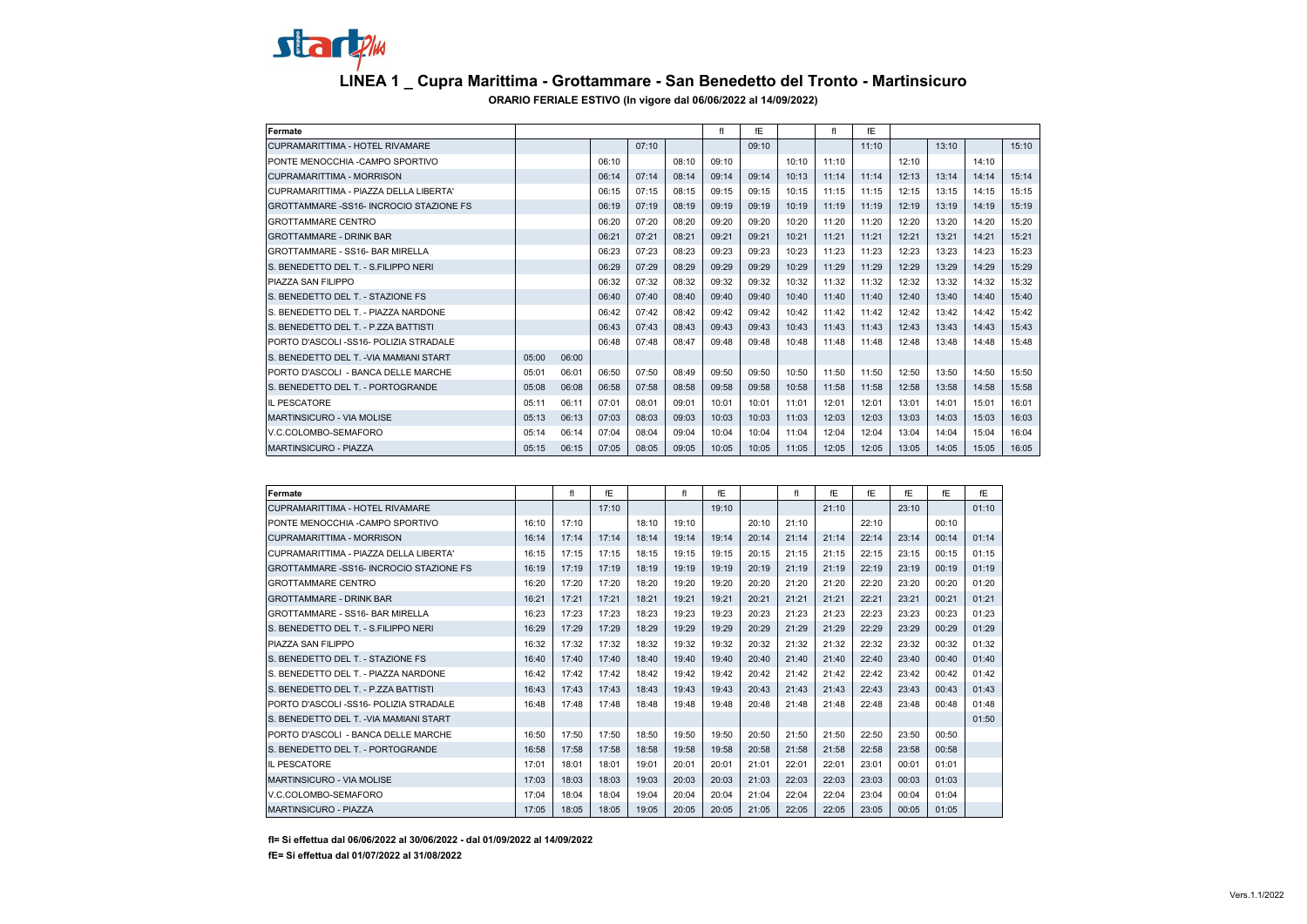# LINEA 1 _ Cupra Marittima - Grottammare - San Benedetto del Tronto - Martinsicuro

**ORARIO FERIALE ESTIVO (In vigore dal 06/06/2022 al 14/09/2022)**

| Fermate | | | | | | fI | fE | | fI | fE | | | | |
|---|---|---|---|---|---|---|---|---|---|---|---|---|---|---|
| CUPRAMARITTIMA - HOTEL RIVAMARE | | | | 07:10 | | | 09:10 | | | 11:10 | | 13:10 | | 15:10 |
| PONTE MENOCCHIA -CAMPO SPORTIVO | | | 06:10 | | 08:10 | 09:10 | | 10:10 | 11:10 | | 12:10 | | 14:10 | |
| CUPRAMARITTIMA - MORRISON | | | 06:14 | 07:14 | 08:14 | 09:14 | 09:14 | 10:13 | 11:14 | 11:14 | 12:13 | 13:14 | 14:14 | 15:14 |
| CUPRAMARITTIMA - PIAZZA DELLA LIBERTA' | | | 06:15 | 07:15 | 08:15 | 09:15 | 09:15 | 10:15 | 11:15 | 11:15 | 12:15 | 13:15 | 14:15 | 15:15 |
| GROTTAMMARE -SS16- INCROCIO STAZIONE FS | | | 06:19 | 07:19 | 08:19 | 09:19 | 09:19 | 10:19 | 11:19 | 11:19 | 12:19 | 13:19 | 14:19 | 15:19 |
| GROTTAMMARE CENTRO | | | 06:20 | 07:20 | 08:20 | 09:20 | 09:20 | 10:20 | 11:20 | 11:20 | 12:20 | 13:20 | 14:20 | 15:20 |
| GROTTAMMARE - DRINK BAR | | | 06:21 | 07:21 | 08:21 | 09:21 | 09:21 | 10:21 | 11:21 | 11:21 | 12:21 | 13:21 | 14:21 | 15:21 |
| GROTTAMMARE - SS16- BAR MIRELLA | | | 06:23 | 07:23 | 08:23 | 09:23 | 09:23 | 10:23 | 11:23 | 11:23 | 12:23 | 13:23 | 14:23 | 15:23 |
| S. BENEDETTO DEL T. - S.FILIPPO NERI | | | 06:29 | 07:29 | 08:29 | 09:29 | 09:29 | 10:29 | 11:29 | 11:29 | 12:29 | 13:29 | 14:29 | 15:29 |
| PIAZZA SAN FILIPPO | | | 06:32 | 07:32 | 08:32 | 09:32 | 09:32 | 10:32 | 11:32 | 11:32 | 12:32 | 13:32 | 14:32 | 15:32 |
| S. BENEDETTO DEL T. - STAZIONE FS | | | 06:40 | 07:40 | 08:40 | 09:40 | 09:40 | 10:40 | 11:40 | 11:40 | 12:40 | 13:40 | 14:40 | 15:40 |
| S. BENEDETTO DEL T. - PIAZZA NARDONE | | | 06:42 | 07:42 | 08:42 | 09:42 | 09:42 | 10:42 | 11:42 | 11:42 | 12:42 | 13:42 | 14:42 | 15:42 |
| S. BENEDETTO DEL T. - P.ZZA BATTISTI | | | 06:43 | 07:43 | 08:43 | 09:43 | 09:43 | 10:43 | 11:43 | 11:43 | 12:43 | 13:43 | 14:43 | 15:43 |
| PORTO D'ASCOLI -SS16- POLIZIA STRADALE | | | 06:48 | 07:48 | 08:47 | 09:48 | 09:48 | 10:48 | 11:48 | 11:48 | 12:48 | 13:48 | 14:48 | 15:48 |
| S. BENEDETTO DEL T. -VIA MAMIANI START | 05:00 | 06:00 | | | | | | | | | | | | |
| PORTO D'ASCOLI - BANCA DELLE MARCHE | 05:01 | 06:01 | 06:50 | 07:50 | 08:49 | 09:50 | 09:50 | 10:50 | 11:50 | 11:50 | 12:50 | 13:50 | 14:50 | 15:50 |
| S. BENEDETTO DEL T. - PORTOGRANDE | 05:08 | 06:08 | 06:58 | 07:58 | 08:58 | 09:58 | 09:58 | 10:58 | 11:58 | 11:58 | 12:58 | 13:58 | 14:58 | 15:58 |
| IL PESCATORE | 05:11 | 06:11 | 07:01 | 08:01 | 09:01 | 10:01 | 10:01 | 11:01 | 12:01 | 12:01 | 13:01 | 14:01 | 15:01 | 16:01 |
| MARTINSICURO - VIA MOLISE | 05:13 | 06:13 | 07:03 | 08:03 | 09:03 | 10:03 | 10:03 | 11:03 | 12:03 | 12:03 | 13:03 | 14:03 | 15:03 | 16:03 |
| V.C.COLOMBO-SEMAFORO | 05:14 | 06:14 | 07:04 | 08:04 | 09:04 | 10:04 | 10:04 | 11:04 | 12:04 | 12:04 | 13:04 | 14:04 | 15:04 | 16:04 |
| MARTINSICURO - PIAZZA | 05:15 | 06:15 | 07:05 | 08:05 | 09:05 | 10:05 | 10:05 | 11:05 | 12:05 | 12:05 | 13:05 | 14:05 | 15:05 | 16:05 |

| Fermate | | fI | fE | | fI | fE | | fI | fE | fE | fE | fE | fE |
|---|---|---|---|---|---|---|---|---|---|---|---|---|---|
| CUPRAMARITTIMA - HOTEL RIVAMARE | | | 17:10 | | | 19:10 | | | 21:10 | | 23:10 | | 01:10 |
| PONTE MENOCCHIA -CAMPO SPORTIVO | 16:10 | 17:10 | | 18:10 | 19:10 | | 20:10 | 21:10 | | 22:10 | | 00:10 | |
| CUPRAMARITTIMA - MORRISON | 16:14 | 17:14 | 17:14 | 18:14 | 19:14 | 19:14 | 20:14 | 21:14 | 21:14 | 22:14 | 23:14 | 00:14 | 01:14 |
| CUPRAMARITTIMA - PIAZZA DELLA LIBERTA' | 16:15 | 17:15 | 17:15 | 18:15 | 19:15 | 19:15 | 20:15 | 21:15 | 21:15 | 22:15 | 23:15 | 00:15 | 01:15 |
| GROTTAMMARE -SS16- INCROCIO STAZIONE FS | 16:19 | 17:19 | 17:19 | 18:19 | 19:19 | 19:19 | 20:19 | 21:19 | 21:19 | 22:19 | 23:19 | 00:19 | 01:19 |
| GROTTAMMARE CENTRO | 16:20 | 17:20 | 17:20 | 18:20 | 19:20 | 19:20 | 20:20 | 21:20 | 21:20 | 22:20 | 23:20 | 00:20 | 01:20 |
| GROTTAMMARE - DRINK BAR | 16:21 | 17:21 | 17:21 | 18:21 | 19:21 | 19:21 | 20:21 | 21:21 | 21:21 | 22:21 | 23:21 | 00:21 | 01:21 |
| GROTTAMMARE - SS16- BAR MIRELLA | 16:23 | 17:23 | 17:23 | 18:23 | 19:23 | 19:23 | 20:23 | 21:23 | 21:23 | 22:23 | 23:23 | 00:23 | 01:23 |
| S. BENEDETTO DEL T. - S.FILIPPO NERI | 16:29 | 17:29 | 17:29 | 18:29 | 19:29 | 19:29 | 20:29 | 21:29 | 21:29 | 22:29 | 23:29 | 00:29 | 01:29 |
| PIAZZA SAN FILIPPO | 16:32 | 17:32 | 17:32 | 18:32 | 19:32 | 19:32 | 20:32 | 21:32 | 21:32 | 22:32 | 23:32 | 00:32 | 01:32 |
| S. BENEDETTO DEL T. - STAZIONE FS | 16:40 | 17:40 | 17:40 | 18:40 | 19:40 | 19:40 | 20:40 | 21:40 | 21:40 | 22:40 | 23:40 | 00:40 | 01:40 |
| S. BENEDETTO DEL T. - PIAZZA NARDONE | 16:42 | 17:42 | 17:42 | 18:42 | 19:42 | 19:42 | 20:42 | 21:42 | 21:42 | 22:42 | 23:42 | 00:42 | 01:42 |
| S. BENEDETTO DEL T. - P.ZZA BATTISTI | 16:43 | 17:43 | 17:43 | 18:43 | 19:43 | 19:43 | 20:43 | 21:43 | 21:43 | 22:43 | 23:43 | 00:43 | 01:43 |
| PORTO D'ASCOLI -SS16- POLIZIA STRADALE | 16:48 | 17:48 | 17:48 | 18:48 | 19:48 | 19:48 | 20:48 | 21:48 | 21:48 | 22:48 | 23:48 | 00:48 | 01:48 |
| S. BENEDETTO DEL T. -VIA MAMIANI START | | | | | | | | | | | | | 01:50 |
| PORTO D'ASCOLI - BANCA DELLE MARCHE | 16:50 | 17:50 | 17:50 | 18:50 | 19:50 | 19:50 | 20:50 | 21:50 | 21:50 | 22:50 | 23:50 | 00:50 | |
| S. BENEDETTO DEL T. - PORTOGRANDE | 16:58 | 17:58 | 17:58 | 18:58 | 19:58 | 19:58 | 20:58 | 21:58 | 21:58 | 22:58 | 23:58 | 00:58 | |
| IL PESCATORE | 17:01 | 18:01 | 18:01 | 19:01 | 20:01 | 20:01 | 21:01 | 22:01 | 22:01 | 23:01 | 00:01 | 01:01 | |
| MARTINSICURO - VIA MOLISE | 17:03 | 18:03 | 18:03 | 19:03 | 20:03 | 20:03 | 21:03 | 22:03 | 22:03 | 23:03 | 00:03 | 01:03 | |
| V.C.COLOMBO-SEMAFORO | 17:04 | 18:04 | 18:04 | 19:04 | 20:04 | 20:04 | 21:04 | 22:04 | 22:04 | 23:04 | 00:04 | 01:04 | |
| MARTINSICURO - PIAZZA | 17:05 | 18:05 | 18:05 | 19:05 | 20:05 | 20:05 | 21:05 | 22:05 | 22:05 | 23:05 | 00:05 | 01:05 | |

**fI= Si effettua dal 06/06/2022 al 30/06/2022 - dal 01/09/2022 al 14/09/2022**

**fE= Si effettua dal 01/07/2022 al 31/08/2022**

Vers.1.1/2022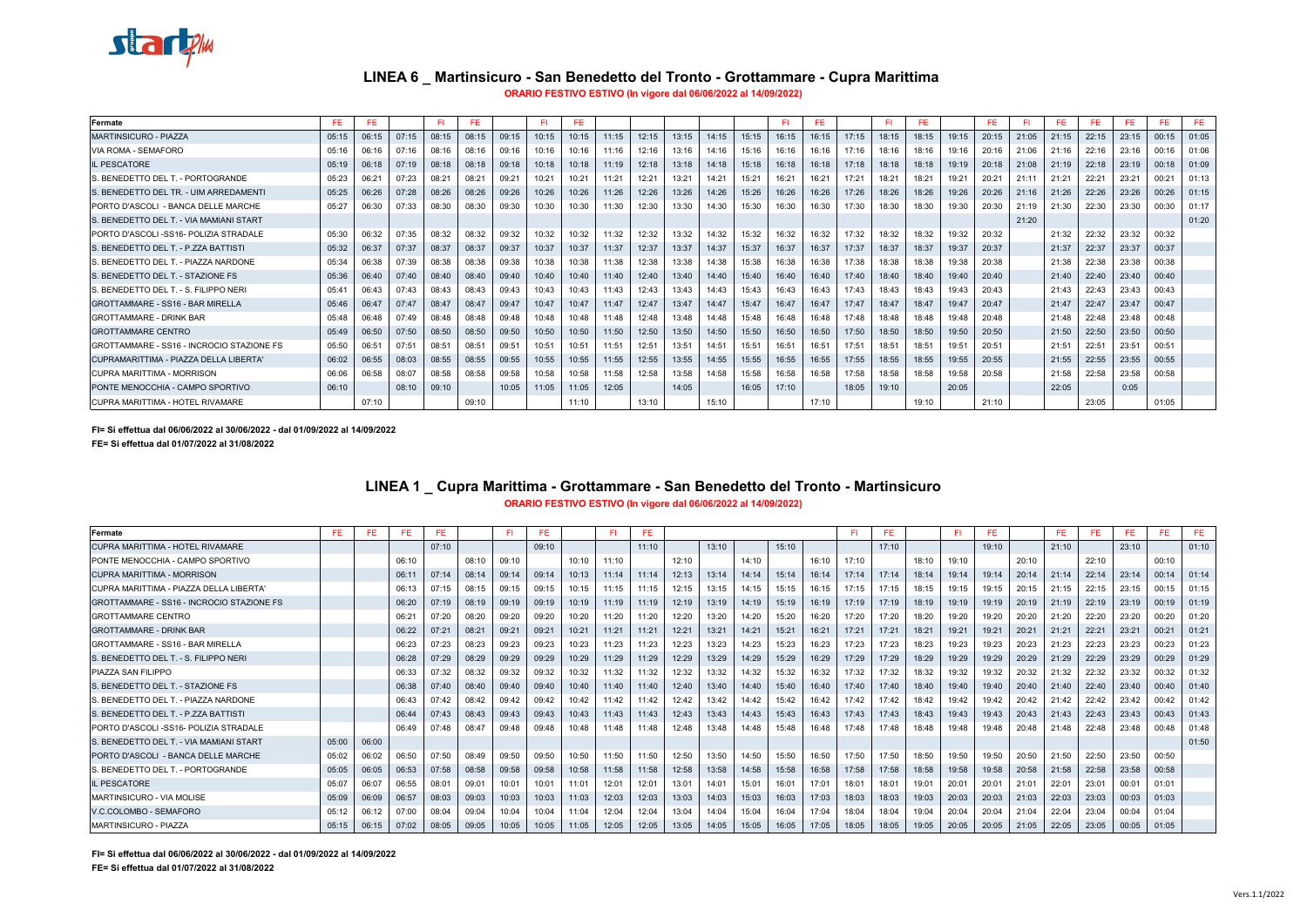## LINEA 6 _ Martinsicuro - San Benedetto del Tronto - Grottammare - Cupra Marittima

**ORARIO FESTIVO ESTIVO (In vigore dal 06/06/2022 al 14/09/2022)**

| Fermate | FE | FE | | FI | FE | | FI | FE | | | | | | FI | FE | | FI | FE | | FE | FI | FE | FE | FE | FE | FE |
|---|---|---|---|---|---|---|---|---|---|---|---|---|---|---|---|---|---|---|---|---|---|---|---|---|---|---|
| MARTINSICURO - PIAZZA | 05:15 | 06:15 | 07:15 | 08:15 | 08:15 | 09:15 | 10:15 | 10:15 | 11:15 | 12:15 | 13:15 | 14:15 | 15:15 | 16:15 | 16:15 | 17:15 | 18:15 | 18:15 | 19:15 | 20:15 | 21:05 | 21:15 | 22:15 | 23:15 | 00:15 | 01:05 |
| VIA ROMA - SEMAFORO | 05:16 | 06:16 | 07:16 | 08:16 | 08:16 | 09:16 | 10:16 | 10:16 | 11:16 | 12:16 | 13:16 | 14:16 | 15:16 | 16:16 | 16:16 | 17:16 | 18:16 | 18:16 | 19:16 | 20:16 | 21:06 | 21:16 | 22:16 | 23:16 | 00:16 | 01:06 |
| IL PESCATORE | 05:19 | 06:18 | 07:19 | 08:18 | 08:18 | 09:18 | 10:18 | 10:18 | 11:19 | 12:18 | 13:18 | 14:18 | 15:18 | 16:18 | 16:18 | 17:18 | 18:18 | 18:18 | 19:19 | 20:18 | 21:08 | 21:19 | 22:18 | 23:19 | 00:18 | 01:09 |
| S. BENEDETTO DEL T. - PORTOGRANDE | 05:23 | 06:21 | 07:23 | 08:21 | 08:21 | 09:21 | 10:21 | 10:21 | 11:21 | 12:21 | 13:21 | 14:21 | 15:21 | 16:21 | 16:21 | 17:21 | 18:21 | 18:21 | 19:21 | 20:21 | 21:11 | 21:21 | 22:21 | 23:21 | 00:21 | 01:13 |
| S. BENEDETTO DEL TR. - UIM ARREDAMENTI | 05:25 | 06:26 | 07:28 | 08:26 | 08:26 | 09:26 | 10:26 | 10:26 | 11:26 | 12:26 | 13:26 | 14:26 | 15:26 | 16:26 | 16:26 | 17:26 | 18:26 | 18:26 | 19:26 | 20:26 | 21:16 | 21:26 | 22:26 | 23:26 | 00:26 | 01:15 |
| PORTO D'ASCOLI - BANCA DELLE MARCHE | 05:27 | 06:30 | 07:33 | 08:30 | 08:30 | 09:30 | 10:30 | 10:30 | 11:30 | 12:30 | 13:30 | 14:30 | 15:30 | 16:30 | 16:30 | 17:30 | 18:30 | 18:30 | 19:30 | 20:30 | 21:19 | 21:30 | 22:30 | 23:30 | 00:30 | 01:17 |
| S. BENEDETTO DEL T. - VIA MAMIANI START | | | | | | | | | | | | | | | | | | | | | 21:20 | | | | | 01:20 |
| PORTO D'ASCOLI -SS16- POLIZIA STRADALE | 05:30 | 06:32 | 07:35 | 08:32 | 08:32 | 09:32 | 10:32 | 10:32 | 11:32 | 12:32 | 13:32 | 14:32 | 15:32 | 16:32 | 16:32 | 17:32 | 18:32 | 18:32 | 19:32 | 20:32 | | 21:32 | 22:32 | 23:32 | 00:32 | |
| S. BENEDETTO DEL T. - P.ZZA BATTISTI | 05:32 | 06:37 | 07:37 | 08:37 | 08:37 | 09:37 | 10:37 | 10:37 | 11:37 | 12:37 | 13:37 | 14:37 | 15:37 | 16:37 | 16:37 | 17:37 | 18:37 | 18:37 | 19:37 | 20:37 | | 21:37 | 22:37 | 23:37 | 00:37 | |
| S. BENEDETTO DEL T. - PIAZZA NARDONE | 05:34 | 06:38 | 07:39 | 08:38 | 08:38 | 09:38 | 10:38 | 10:38 | 11:38 | 12:38 | 13:38 | 14:38 | 15:38 | 16:38 | 16:38 | 17:38 | 18:38 | 18:38 | 19:38 | 20:38 | | 21:38 | 22:38 | 23:38 | 00:38 | |
| S. BENEDETTO DEL T. - STAZIONE FS | 05:36 | 06:40 | 07:40 | 08:40 | 08:40 | 09:40 | 10:40 | 10:40 | 11:40 | 12:40 | 13:40 | 14:40 | 15:40 | 16:40 | 16:40 | 17:40 | 18:40 | 18:40 | 19:40 | 20:40 | | 21:40 | 22:40 | 23:40 | 00:40 | |
| S. BENEDETTO DEL T. - S. FILIPPO NERI | 05:41 | 06:43 | 07:43 | 08:43 | 08:43 | 09:43 | 10:43 | 10:43 | 11:43 | 12:43 | 13:43 | 14:43 | 15:43 | 16:43 | 16:43 | 17:43 | 18:43 | 18:43 | 19:43 | 20:43 | | 21:43 | 22:43 | 23:43 | 00:43 | |
| GROTTAMMARE - SS16 - BAR MIRELLA | 05:46 | 06:47 | 07:47 | 08:47 | 08:47 | 09:47 | 10:47 | 10:47 | 11:47 | 12:47 | 13:47 | 14:47 | 15:47 | 16:47 | 16:47 | 17:47 | 18:47 | 18:47 | 19:47 | 20:47 | | 21:47 | 22:47 | 23:47 | 00:47 | |
| GROTTAMMARE - DRINK BAR | 05:48 | 06:48 | 07:49 | 08:48 | 08:48 | 09:48 | 10:48 | 10:48 | 11:48 | 12:48 | 13:48 | 14:48 | 15:48 | 16:48 | 16:48 | 17:48 | 18:48 | 18:48 | 19:48 | 20:48 | | 21:48 | 22:48 | 23:48 | 00:48 | |
| GROTTAMMARE CENTRO | 05:49 | 06:50 | 07:50 | 08:50 | 08:50 | 09:50 | 10:50 | 10:50 | 11:50 | 12:50 | 13:50 | 14:50 | 15:50 | 16:50 | 16:50 | 17:50 | 18:50 | 18:50 | 19:50 | 20:50 | | 21:50 | 22:50 | 23:50 | 00:50 | |
| GROTTAMMARE - SS16 - INCROCIO STAZIONE FS | 05:50 | 06:51 | 07:51 | 08:51 | 08:51 | 09:51 | 10:51 | 10:51 | 11:51 | 12:51 | 13:51 | 14:51 | 15:51 | 16:51 | 16:51 | 17:51 | 18:51 | 18:51 | 19:51 | 20:51 | | 21:51 | 22:51 | 23:51 | 00:51 | |
| CUPRAMARITTIMA - PIAZZA DELLA LIBERTA' | 06:02 | 06:55 | 08:03 | 08:55 | 08:55 | 09:55 | 10:55 | 10:55 | 11:55 | 12:55 | 13:55 | 14:55 | 15:55 | 16:55 | 16:55 | 17:55 | 18:55 | 18:55 | 19:55 | 20:55 | | 21:55 | 22:55 | 23:55 | 00:55 | |
| CUPRA MARITTIMA - MORRISON | 06:06 | 06:58 | 08:07 | 08:58 | 08:58 | 09:58 | 10:58 | 10:58 | 11:58 | 12:58 | 13:58 | 14:58 | 15:58 | 16:58 | 16:58 | 17:58 | 18:58 | 18:58 | 19:58 | 20:58 | | 21:58 | 22:58 | 23:58 | 00:58 | |
| PONTE MENOCCHIA - CAMPO SPORTIVO | 06:10 | | 08:10 | 09:10 | | 10:05 | 11:05 | 11:05 | 12:05 | | 14:05 | | 16:05 | 17:10 | | 18:05 | 19:10 | | 20:05 | | | 22:05 | | 0:05 | | |
| CUPRA MARITTIMA - HOTEL RIVAMARE | | 07:10 | | | 09:10 | | | 11:10 | | 13:10 | | 15:10 | | | 17:10 | | | 19:10 | | 21:10 | | | 23:05 | | 01:05 | |

**FI= Si effettua dal 06/06/2022 al 30/06/2022 - dal 01/09/2022 al 14/09/2022**

**FE= Si effettua dal 01/07/2022 al 31/08/2022**

## LINEA 1 _ Cupra Marittima - Grottammare - San Benedetto del Tronto - Martinsicuro

**ORARIO FESTIVO ESTIVO (In vigore dal 06/06/2022 al 14/09/2022)**

| Fermate | FE | FE | FE | FE | | FI | FE | | FI | FE | | | | | | FI | FE | | FI | FE | | FE | FE | FE | FE | FE |
|---|---|---|---|---|---|---|---|---|---|---|---|---|---|---|---|---|---|---|---|---|---|---|---|---|---|---|
| CUPRA MARITTIMA - HOTEL RIVAMARE | | | | 07:10 | | | 09:10 | | | 11:10 | | 13:10 | | 15:10 | | | 17:10 | | | 19:10 | | 21:10 | | 23:10 | | 01:10 |
| PONTE MENOCCHIA - CAMPO SPORTIVO | | | 06:10 | | 08:10 | 09:10 | | 10:10 | 11:10 | | 12:10 | | 14:10 | | 16:10 | 17:10 | | 18:10 | 19:10 | | 20:10 | | 22:10 | | 00:10 | |
| CUPRA MARITTIMA - MORRISON | | | 06:11 | 07:14 | 08:14 | 09:14 | 09:14 | 10:13 | 11:14 | 11:14 | 12:13 | 13:14 | 14:14 | 15:14 | 16:14 | 17:14 | 17:14 | 18:14 | 19:14 | 19:14 | 20:14 | 21:14 | 22:14 | 23:14 | 00:14 | 01:14 |
| CUPRA MARITTIMA - PIAZZA DELLA LIBERTA' | | | 06:13 | 07:15 | 08:15 | 09:15 | 09:15 | 10:15 | 11:15 | 11:15 | 12:15 | 13:15 | 14:15 | 15:15 | 16:15 | 17:15 | 17:15 | 18:15 | 19:15 | 19:15 | 20:15 | 21:15 | 22:15 | 23:15 | 00:15 | 01:15 |
| GROTTAMMARE - SS16 - INCROCIO STAZIONE FS | | | 06:20 | 07:19 | 08:19 | 09:19 | 09:19 | 10:19 | 11:19 | 11:19 | 12:19 | 13:19 | 14:19 | 15:19 | 16:19 | 17:19 | 17:19 | 18:19 | 19:19 | 19:19 | 20:19 | 21:19 | 22:19 | 23:19 | 00:19 | 01:19 |
| GROTTAMMARE CENTRO | | | 06:21 | 07:20 | 08:20 | 09:20 | 09:20 | 10:20 | 11:20 | 11:20 | 12:20 | 13:20 | 14:20 | 15:20 | 16:20 | 17:20 | 17:20 | 18:20 | 19:20 | 19:20 | 20:20 | 21:20 | 22:20 | 23:20 | 00:20 | 01:20 |
| GROTTAMMARE - DRINK BAR | | | 06:22 | 07:21 | 08:21 | 09:21 | 09:21 | 10:21 | 11:21 | 11:21 | 12:21 | 13:21 | 14:21 | 15:21 | 16:21 | 17:21 | 17:21 | 18:21 | 19:21 | 19:21 | 20:21 | 21:21 | 22:21 | 23:21 | 00:21 | 01:21 |
| GROTTAMMARE - SS16 - BAR MIRELLA | | | 06:23 | 07:23 | 08:23 | 09:23 | 09:23 | 10:23 | 11:23 | 11:23 | 12:23 | 13:23 | 14:23 | 15:23 | 16:23 | 17:23 | 17:23 | 18:23 | 19:23 | 19:23 | 20:23 | 21:23 | 22:23 | 23:23 | 00:23 | 01:23 |
| S. BENEDETTO DEL T. - S. FILIPPO NERI | | | 06:28 | 07:29 | 08:29 | 09:29 | 09:29 | 10:29 | 11:29 | 11:29 | 12:29 | 13:29 | 14:29 | 15:29 | 16:29 | 17:29 | 17:29 | 18:29 | 19:29 | 19:29 | 20:29 | 21:29 | 22:29 | 23:29 | 00:29 | 01:29 |
| PIAZZA SAN FILIPPO | | | 06:33 | 07:32 | 08:32 | 09:32 | 09:32 | 10:32 | 11:32 | 11:32 | 12:32 | 13:32 | 14:32 | 15:32 | 16:32 | 17:32 | 17:32 | 18:32 | 19:32 | 19:32 | 20:32 | 21:32 | 22:32 | 23:32 | 00:32 | 01:32 |
| S. BENEDETTO DEL T. - STAZIONE FS | | | 06:38 | 07:40 | 08:40 | 09:40 | 09:40 | 10:40 | 11:40 | 11:40 | 12:40 | 13:40 | 14:40 | 15:40 | 16:40 | 17:40 | 17:40 | 18:40 | 19:40 | 19:40 | 20:40 | 21:40 | 22:40 | 23:40 | 00:40 | 01:40 |
| S. BENEDETTO DEL T. - PIAZZA NARDONE | | | 06:43 | 07:42 | 08:42 | 09:42 | 09:42 | 10:42 | 11:42 | 11:42 | 12:42 | 13:42 | 14:42 | 15:42 | 16:42 | 17:42 | 17:42 | 18:42 | 19:42 | 19:42 | 20:42 | 21:42 | 22:42 | 23:42 | 00:42 | 01:42 |
| S. BENEDETTO DEL T. - P.ZZA BATTISTI | | | 06:44 | 07:43 | 08:43 | 09:43 | 09:43 | 10:43 | 11:43 | 11:43 | 12:43 | 13:43 | 14:43 | 15:43 | 16:43 | 17:43 | 17:43 | 18:43 | 19:43 | 19:43 | 20:43 | 21:43 | 22:43 | 23:43 | 00:43 | 01:43 |
| PORTO D'ASCOLI -SS16- POLIZIA STRADALE | | | 06:49 | 07:48 | 08:47 | 09:48 | 09:48 | 10:48 | 11:48 | 11:48 | 12:48 | 13:48 | 14:48 | 15:48 | 16:48 | 17:48 | 17:48 | 18:48 | 19:48 | 19:48 | 20:48 | 21:48 | 22:48 | 23:48 | 00:48 | 01:48 |
| S. BENEDETTO DEL T. - VIA MAMIANI START | 05:00 | 06:00 | | | | | | | | | | | | | | | | | | | | | | | | 01:50 |
| PORTO D'ASCOLI - BANCA DELLE MARCHE | 05:02 | 06:02 | 06:50 | 07:50 | 08:49 | 09:50 | 09:50 | 10:50 | 11:50 | 11:50 | 12:50 | 13:50 | 14:50 | 15:50 | 16:50 | 17:50 | 17:50 | 18:50 | 19:50 | 19:50 | 20:50 | 21:50 | 22:50 | 23:50 | 00:50 | |
| S. BENEDETTO DEL T. - PORTOGRANDE | 05:05 | 06:05 | 06:53 | 07:58 | 08:58 | 09:58 | 09:58 | 10:58 | 11:58 | 11:58 | 12:58 | 13:58 | 14:58 | 15:58 | 16:58 | 17:58 | 17:58 | 18:58 | 19:58 | 19:58 | 20:58 | 21:58 | 22:58 | 23:58 | 00:58 | |
| IL PESCATORE | 05:07 | 06:07 | 06:55 | 08:01 | 09:01 | 10:01 | 10:01 | 11:01 | 12:01 | 12:01 | 13:01 | 14:01 | 15:01 | 16:01 | 17:01 | 18:01 | 18:01 | 19:01 | 20:01 | 20:01 | 21:01 | 22:01 | 23:01 | 00:01 | 01:01 | |
| MARTINSICURO - VIA MOLISE | 05:09 | 06:09 | 06:57 | 08:03 | 09:03 | 10:03 | 10:03 | 11:03 | 12:03 | 12:03 | 13:03 | 14:03 | 15:03 | 16:03 | 17:03 | 18:03 | 18:03 | 19:03 | 20:03 | 20:03 | 21:03 | 22:03 | 23:03 | 00:03 | 01:03 | |
| V.C.COLOMBO - SEMAFORO | 05:12 | 06:12 | 07:00 | 08:04 | 09:04 | 10:04 | 10:04 | 11:04 | 12:04 | 12:04 | 13:04 | 14:04 | 15:04 | 16:04 | 17:04 | 18:04 | 18:04 | 19:04 | 20:04 | 20:04 | 21:04 | 22:04 | 23:04 | 00:04 | 01:04 | |
| MARTINSICURO - PIAZZA | 05:15 | 06:15 | 07:02 | 08:05 | 09:05 | 10:05 | 10:05 | 11:05 | 12:05 | 12:05 | 13:05 | 14:05 | 15:05 | 16:05 | 17:05 | 18:05 | 18:05 | 19:05 | 20:05 | 20:05 | 21:05 | 22:05 | 23:05 | 00:05 | 01:05 | |

**FI= Si effettua dal 06/06/2022 al 30/06/2022 - dal 01/09/2022 al 14/09/2022**

**FE= Si effettua dal 01/07/2022 al 31/08/2022**

Vers.1.1/2022